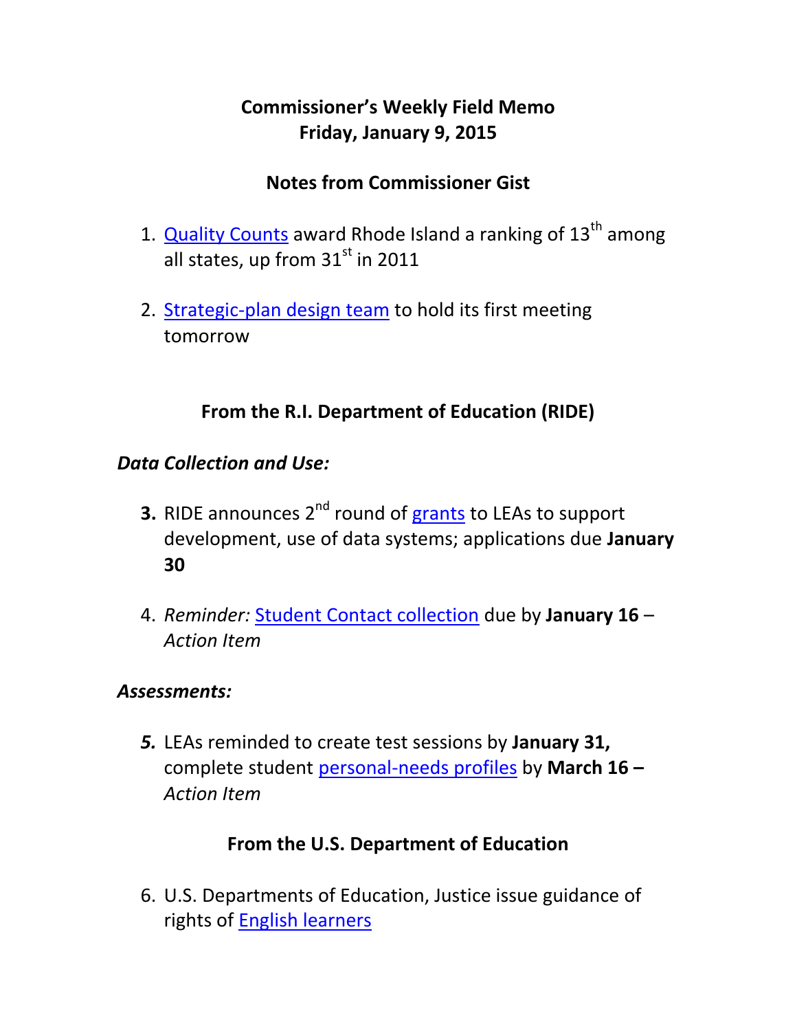# Commissioner's Weekly Field Memo
# Friday, January 9, 2015

## Notes from Commissioner Gist

1. Quality Counts award Rhode Island a ranking of 13th among all states, up from 31st in 2011

2. Strategic-plan design team to hold its first meeting tomorrow

## From the R.I. Department of Education (RIDE)

### *Data Collection and Use:*

3. RIDE announces 2nd round of grants to LEAs to support development, use of data systems; applications due **January 30**

4. *Reminder:* Student Contact collection due by **January 16** – *Action Item*

### *Assessments:*

5. LEAs reminded to create test sessions by **January 31,** complete student personal-needs profiles by **March 16 –** *Action Item*

## From the U.S. Department of Education

6. U.S. Departments of Education, Justice issue guidance of rights of English learners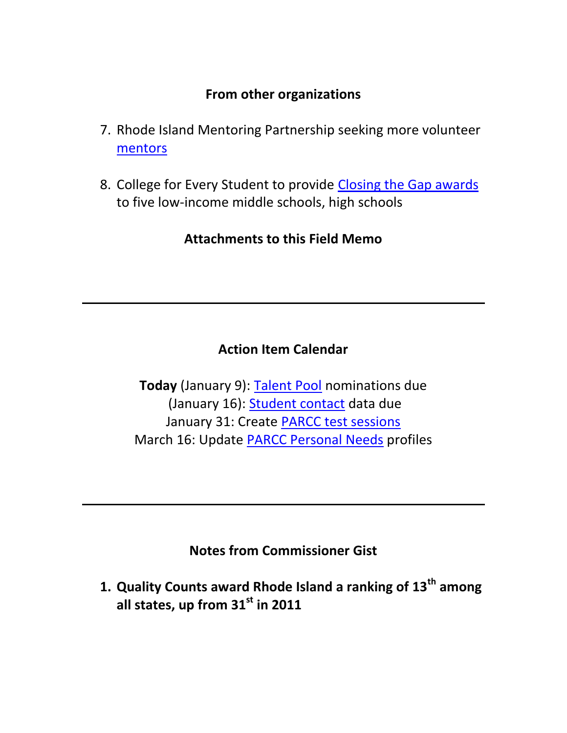## From other organizations

7. Rhode Island Mentoring Partnership seeking more volunteer mentors

8. College for Every Student to provide Closing the Gap awards to five low-income middle schools, high schools

## Attachments to this Field Memo

---

## Action Item Calendar

**Today** (January 9): Talent Pool nominations due
(January 16): Student contact data due
January 31: Create PARCC test sessions
March 16: Update PARCC Personal Needs profiles

---

## Notes from Commissioner Gist

1. **Quality Counts award Rhode Island a ranking of 13th among all states, up from 31st in 2011**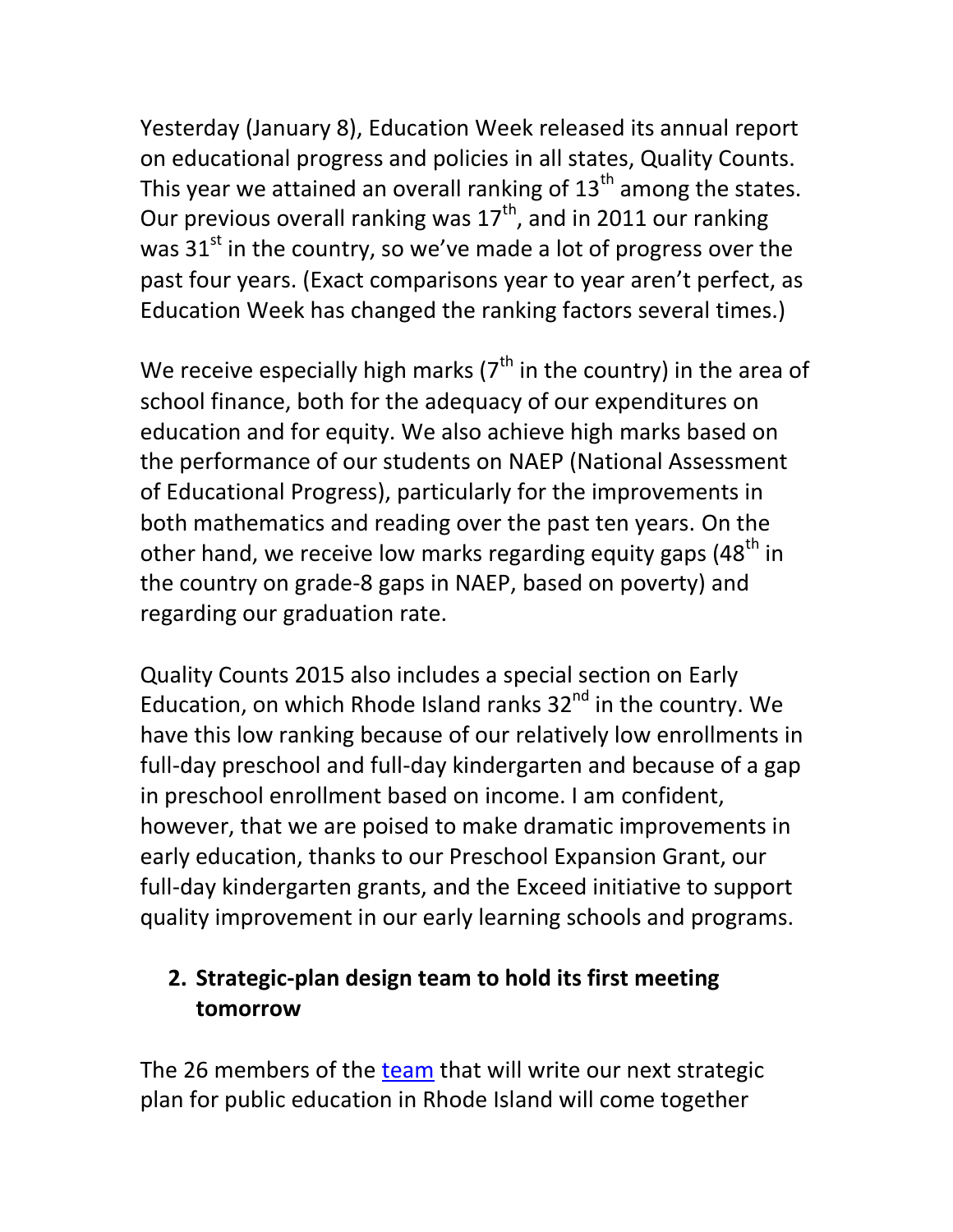Yesterday (January 8), Education Week released its annual report on educational progress and policies in all states, Quality Counts. This year we attained an overall ranking of 13th among the states. Our previous overall ranking was 17th, and in 2011 our ranking was 31st in the country, so we've made a lot of progress over the past four years. (Exact comparisons year to year aren't perfect, as Education Week has changed the ranking factors several times.)

We receive especially high marks (7th in the country) in the area of school finance, both for the adequacy of our expenditures on education and for equity. We also achieve high marks based on the performance of our students on NAEP (National Assessment of Educational Progress), particularly for the improvements in both mathematics and reading over the past ten years. On the other hand, we receive low marks regarding equity gaps (48th in the country on grade-8 gaps in NAEP, based on poverty) and regarding our graduation rate.

Quality Counts 2015 also includes a special section on Early Education, on which Rhode Island ranks 32nd in the country. We have this low ranking because of our relatively low enrollments in full-day preschool and full-day kindergarten and because of a gap in preschool enrollment based on income. I am confident, however, that we are poised to make dramatic improvements in early education, thanks to our Preschool Expansion Grant, our full-day kindergarten grants, and the Exceed initiative to support quality improvement in our early learning schools and programs.

2. **Strategic-plan design team to hold its first meeting tomorrow**

The 26 members of the team that will write our next strategic plan for public education in Rhode Island will come together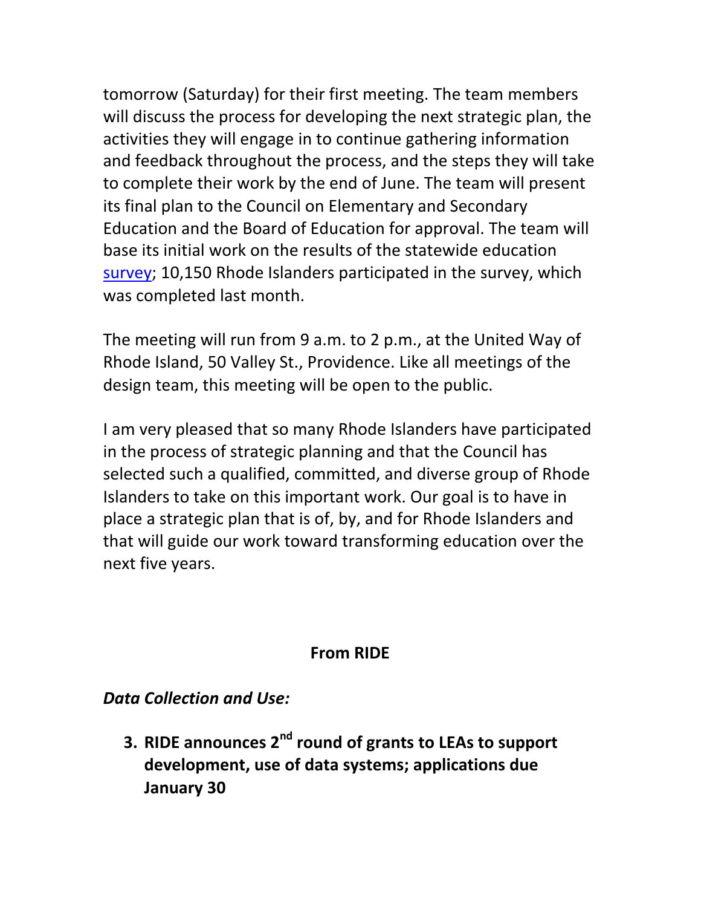tomorrow (Saturday) for their first meeting. The team members will discuss the process for developing the next strategic plan, the activities they will engage in to continue gathering information and feedback throughout the process, and the steps they will take to complete their work by the end of June. The team will present its final plan to the Council on Elementary and Secondary Education and the Board of Education for approval. The team will base its initial work on the results of the statewide education survey; 10,150 Rhode Islanders participated in the survey, which was completed last month.

The meeting will run from 9 a.m. to 2 p.m., at the United Way of Rhode Island, 50 Valley St., Providence. Like all meetings of the design team, this meeting will be open to the public.

I am very pleased that so many Rhode Islanders have participated in the process of strategic planning and that the Council has selected such a qualified, committed, and diverse group of Rhode Islanders to take on this important work. Our goal is to have in place a strategic plan that is of, by, and for Rhode Islanders and that will guide our work toward transforming education over the next five years.

## From RIDE

*Data Collection and Use:*

3. **RIDE announces 2nd round of grants to LEAs to support development, use of data systems; applications due January 30**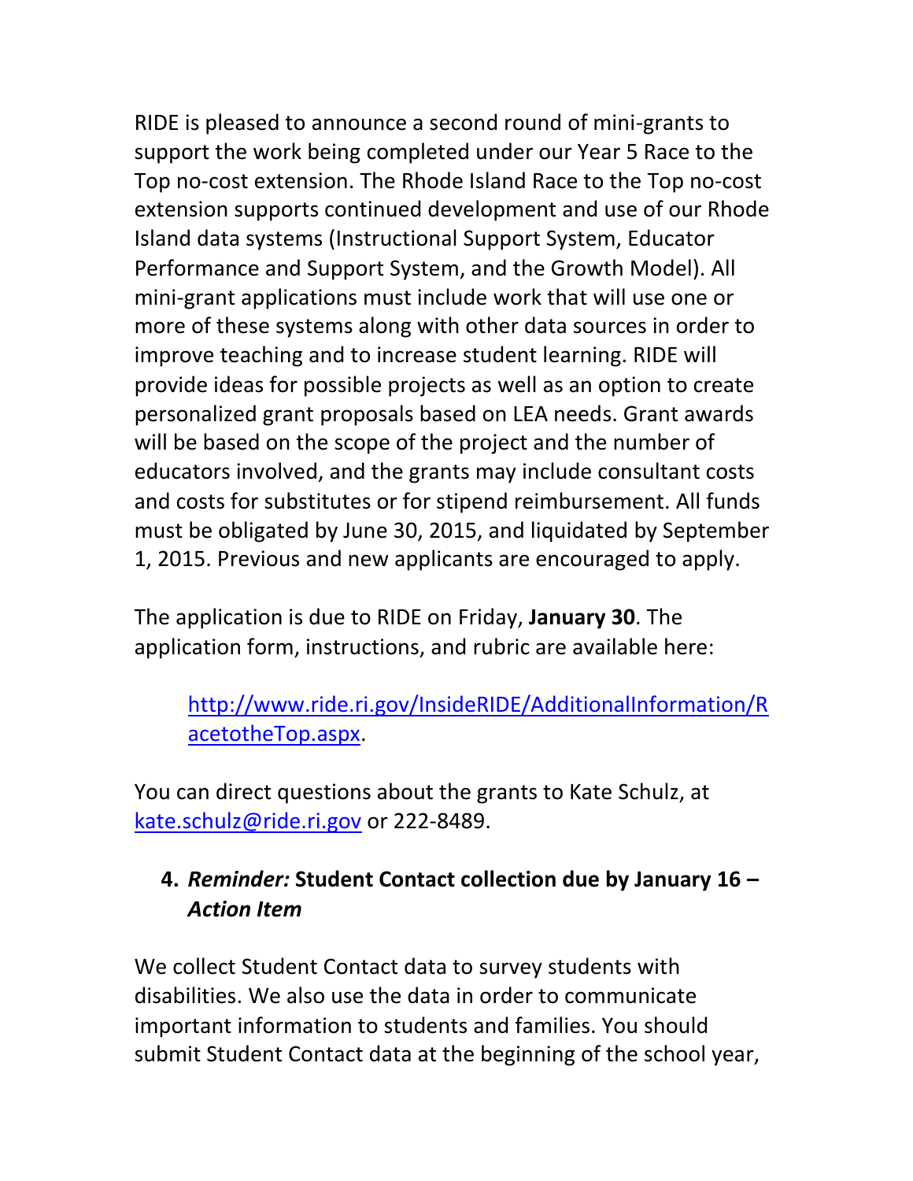RIDE is pleased to announce a second round of mini-grants to support the work being completed under our Year 5 Race to the Top no-cost extension. The Rhode Island Race to the Top no-cost extension supports continued development and use of our Rhode Island data systems (Instructional Support System, Educator Performance and Support System, and the Growth Model). All mini-grant applications must include work that will use one or more of these systems along with other data sources in order to improve teaching and to increase student learning. RIDE will provide ideas for possible projects as well as an option to create personalized grant proposals based on LEA needs. Grant awards will be based on the scope of the project and the number of educators involved, and the grants may include consultant costs and costs for substitutes or for stipend reimbursement. All funds must be obligated by June 30, 2015, and liquidated by September 1, 2015. Previous and new applicants are encouraged to apply.

The application is due to RIDE on Friday, **January 30**. The application form, instructions, and rubric are available here:

> http://www.ride.ri.gov/InsideRIDE/AdditionalInformation/RacetotheTop.aspx.

You can direct questions about the grants to Kate Schulz, at kate.schulz@ride.ri.gov or 222-8489.

4. ***Reminder:* Student Contact collection due by January 16 – *Action Item***

We collect Student Contact data to survey students with disabilities. We also use the data in order to communicate important information to students and families. You should submit Student Contact data at the beginning of the school year,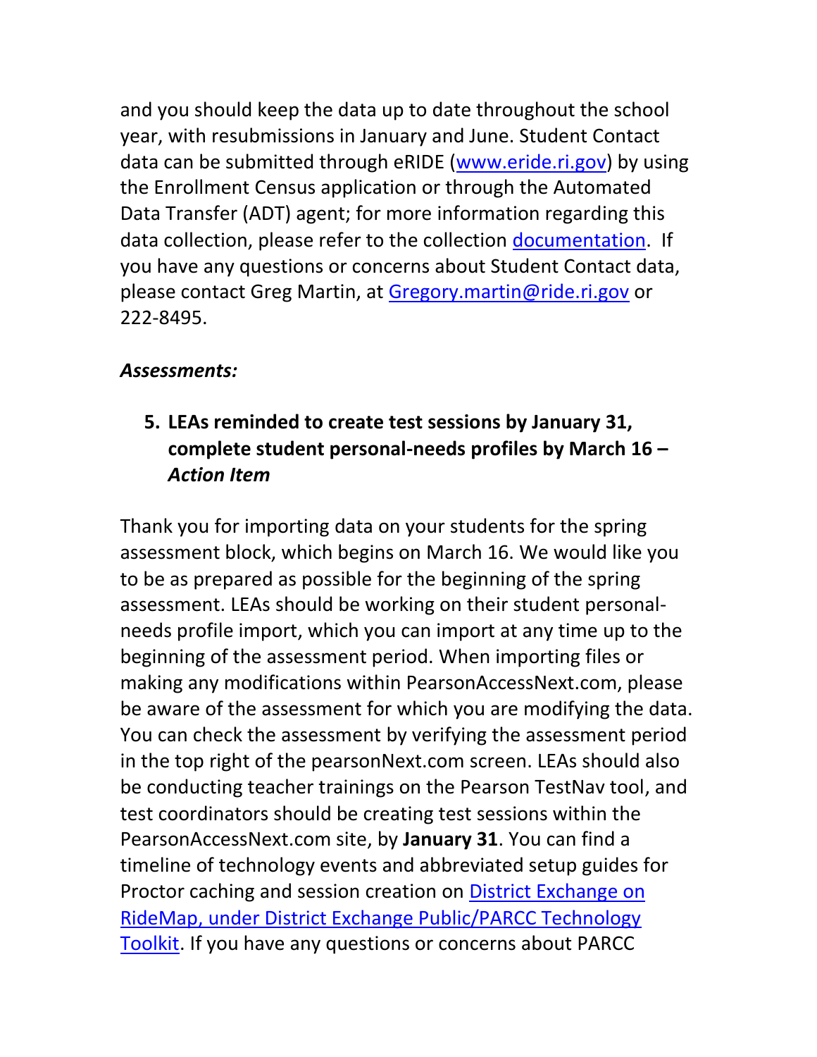and you should keep the data up to date throughout the school year, with resubmissions in January and June. Student Contact data can be submitted through eRIDE ([www.eride.ri.gov](http://www.eride.ri.gov)) by using the Enrollment Census application or through the Automated Data Transfer (ADT) agent; for more information regarding this data collection, please refer to the collection documentation. If you have any questions or concerns about Student Contact data, please contact Greg Martin, at [Gregory.martin@ride.ri.gov](mailto:Gregory.martin@ride.ri.gov) or 222-8495.

***Assessments:***

5. **LEAs reminded to create test sessions by January 31, complete student personal-needs profiles by March 16 – *Action Item***

Thank you for importing data on your students for the spring assessment block, which begins on March 16. We would like you to be as prepared as possible for the beginning of the spring assessment. LEAs should be working on their student personal-needs profile import, which you can import at any time up to the beginning of the assessment period. When importing files or making any modifications within PearsonAccessNext.com, please be aware of the assessment for which you are modifying the data. You can check the assessment by verifying the assessment period in the top right of the pearsonNext.com screen. LEAs should also be conducting teacher trainings on the Pearson TestNav tool, and test coordinators should be creating test sessions within the PearsonAccessNext.com site, by **January 31**. You can find a timeline of technology events and abbreviated setup guides for Proctor caching and session creation on District Exchange on RideMap, under District Exchange Public/PARCC Technology Toolkit. If you have any questions or concerns about PARCC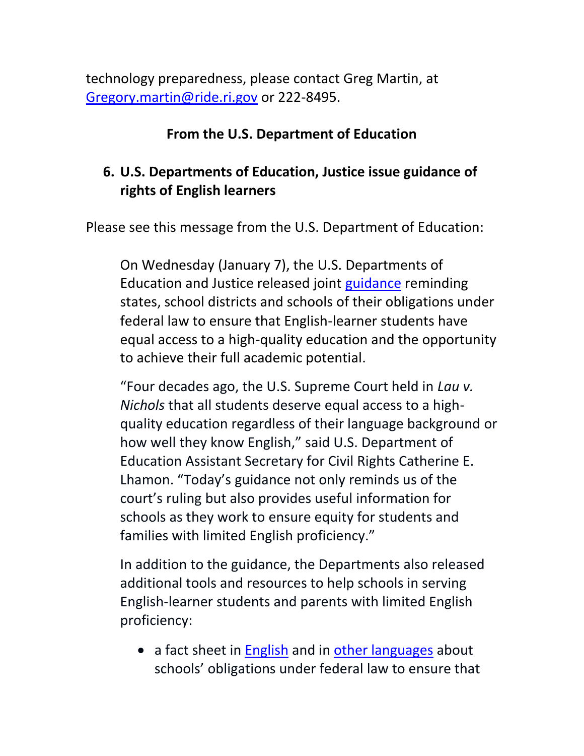technology preparedness, please contact Greg Martin, at Gregory.martin@ride.ri.gov or 222-8495.

**From the U.S. Department of Education**

## 6. U.S. Departments of Education, Justice issue guidance of rights of English learners

Please see this message from the U.S. Department of Education:

> On Wednesday (January 7), the U.S. Departments of Education and Justice released joint guidance reminding states, school districts and schools of their obligations under federal law to ensure that English-learner students have equal access to a high-quality education and the opportunity to achieve their full academic potential.
>
> "Four decades ago, the U.S. Supreme Court held in *Lau v. Nichols* that all students deserve equal access to a high-quality education regardless of their language background or how well they know English," said U.S. Department of Education Assistant Secretary for Civil Rights Catherine E. Lhamon. "Today's guidance not only reminds us of the court's ruling but also provides useful information for schools as they work to ensure equity for students and families with limited English proficiency."
>
> In addition to the guidance, the Departments also released additional tools and resources to help schools in serving English-learner students and parents with limited English proficiency:
>
> - a fact sheet in English and in other languages about schools' obligations under federal law to ensure that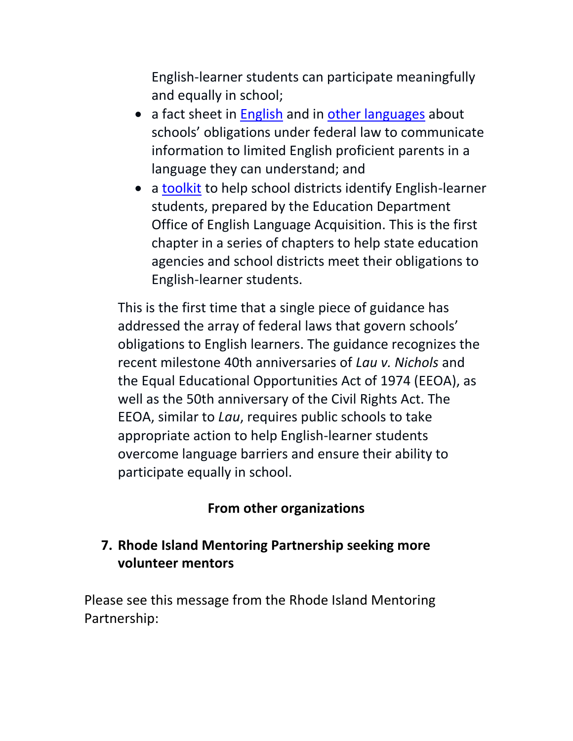English-learner students can participate meaningfully and equally in school;

- a fact sheet in English and in other languages about schools' obligations under federal law to communicate information to limited English proficient parents in a language they can understand; and
- a toolkit to help school districts identify English-learner students, prepared by the Education Department Office of English Language Acquisition. This is the first chapter in a series of chapters to help state education agencies and school districts meet their obligations to English-learner students.

This is the first time that a single piece of guidance has addressed the array of federal laws that govern schools' obligations to English learners. The guidance recognizes the recent milestone 40th anniversaries of *Lau v. Nichols* and the Equal Educational Opportunities Act of 1974 (EEOA), as well as the 50th anniversary of the Civil Rights Act. The EEOA, similar to *Lau*, requires public schools to take appropriate action to help English-learner students overcome language barriers and ensure their ability to participate equally in school.

**From other organizations**

**7. Rhode Island Mentoring Partnership seeking more volunteer mentors**

Please see this message from the Rhode Island Mentoring Partnership: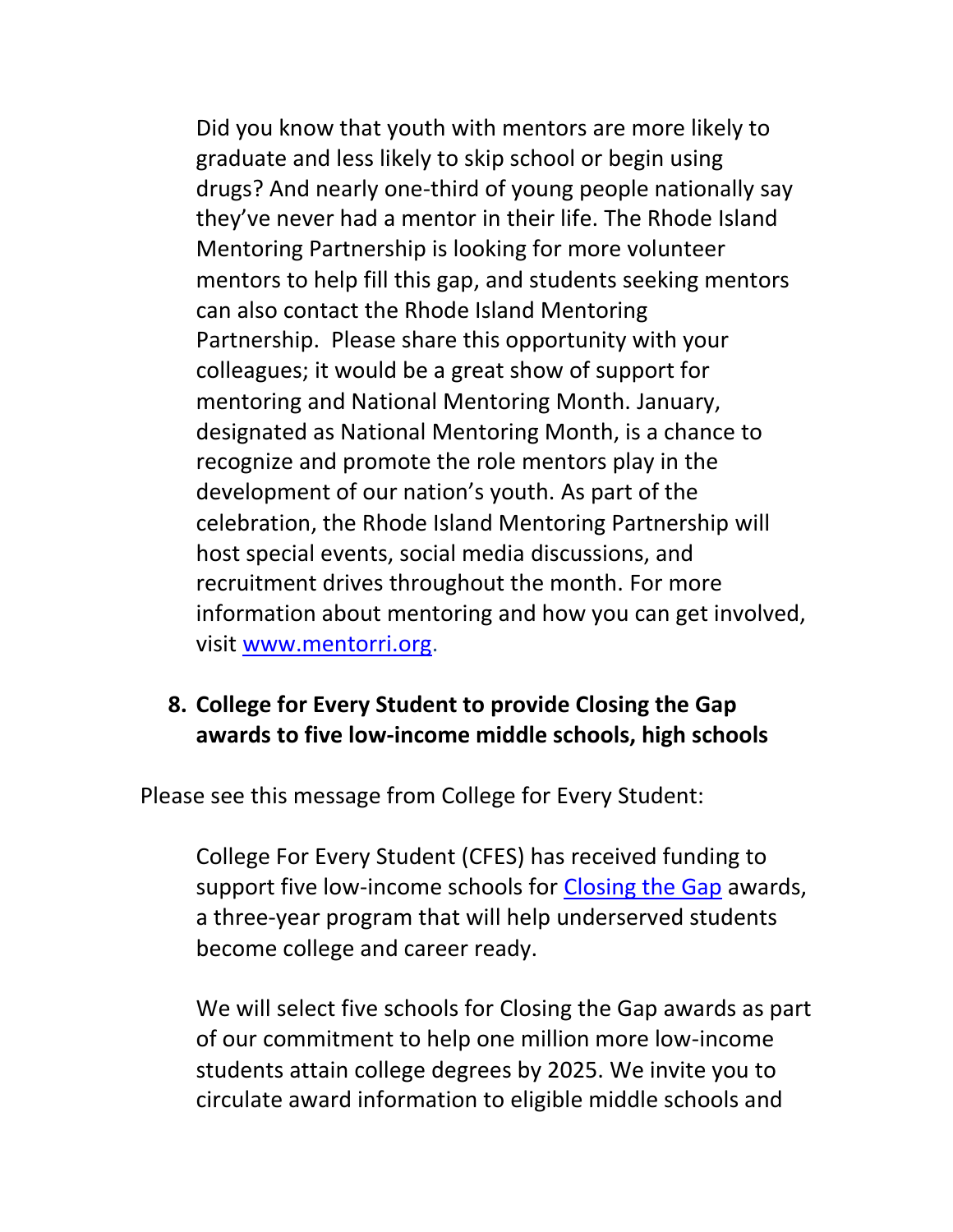Did you know that youth with mentors are more likely to graduate and less likely to skip school or begin using drugs? And nearly one-third of young people nationally say they've never had a mentor in their life. The Rhode Island Mentoring Partnership is looking for more volunteer mentors to help fill this gap, and students seeking mentors can also contact the Rhode Island Mentoring Partnership. Please share this opportunity with your colleagues; it would be a great show of support for mentoring and National Mentoring Month. January, designated as National Mentoring Month, is a chance to recognize and promote the role mentors play in the development of our nation's youth. As part of the celebration, the Rhode Island Mentoring Partnership will host special events, social media discussions, and recruitment drives throughout the month. For more information about mentoring and how you can get involved, visit [www.mentorri.org](http://www.mentorri.org).

8. **College for Every Student to provide Closing the Gap awards to five low-income middle schools, high schools**

Please see this message from College for Every Student:

College For Every Student (CFES) has received funding to support five low-income schools for [Closing the Gap]() awards, a three-year program that will help underserved students become college and career ready.

We will select five schools for Closing the Gap awards as part of our commitment to help one million more low-income students attain college degrees by 2025. We invite you to circulate award information to eligible middle schools and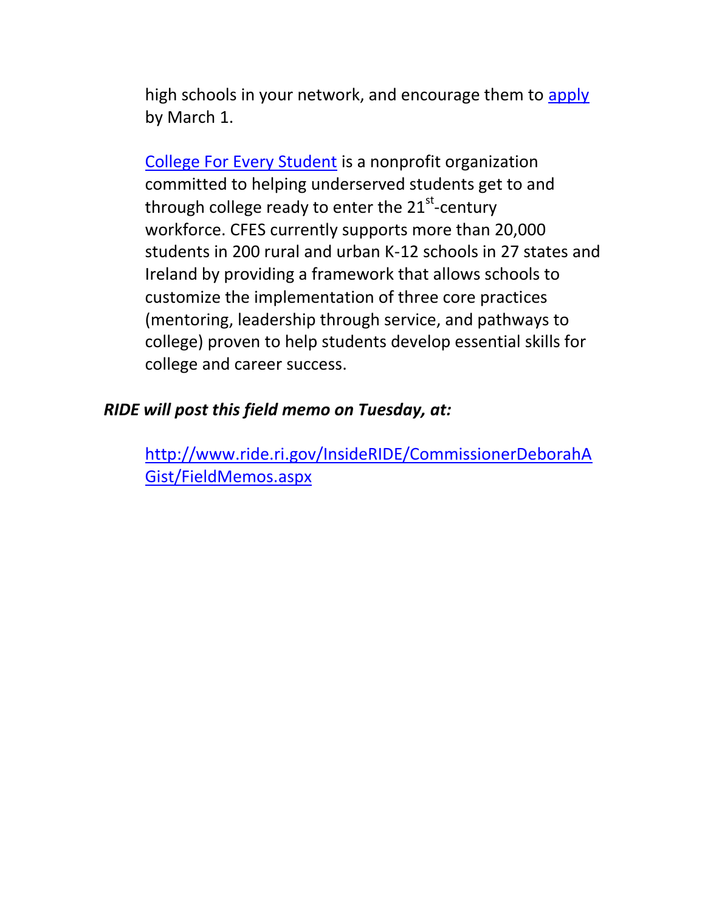high schools in your network, and encourage them to apply by March 1.

College For Every Student is a nonprofit organization committed to helping underserved students get to and through college ready to enter the 21st-century workforce. CFES currently supports more than 20,000 students in 200 rural and urban K-12 schools in 27 states and Ireland by providing a framework that allows schools to customize the implementation of three core practices (mentoring, leadership through service, and pathways to college) proven to help students develop essential skills for college and career success.

***RIDE will post this field memo on Tuesday, at:***

http://www.ride.ri.gov/InsideRIDE/CommissionerDeborahAGist/FieldMemos.aspx